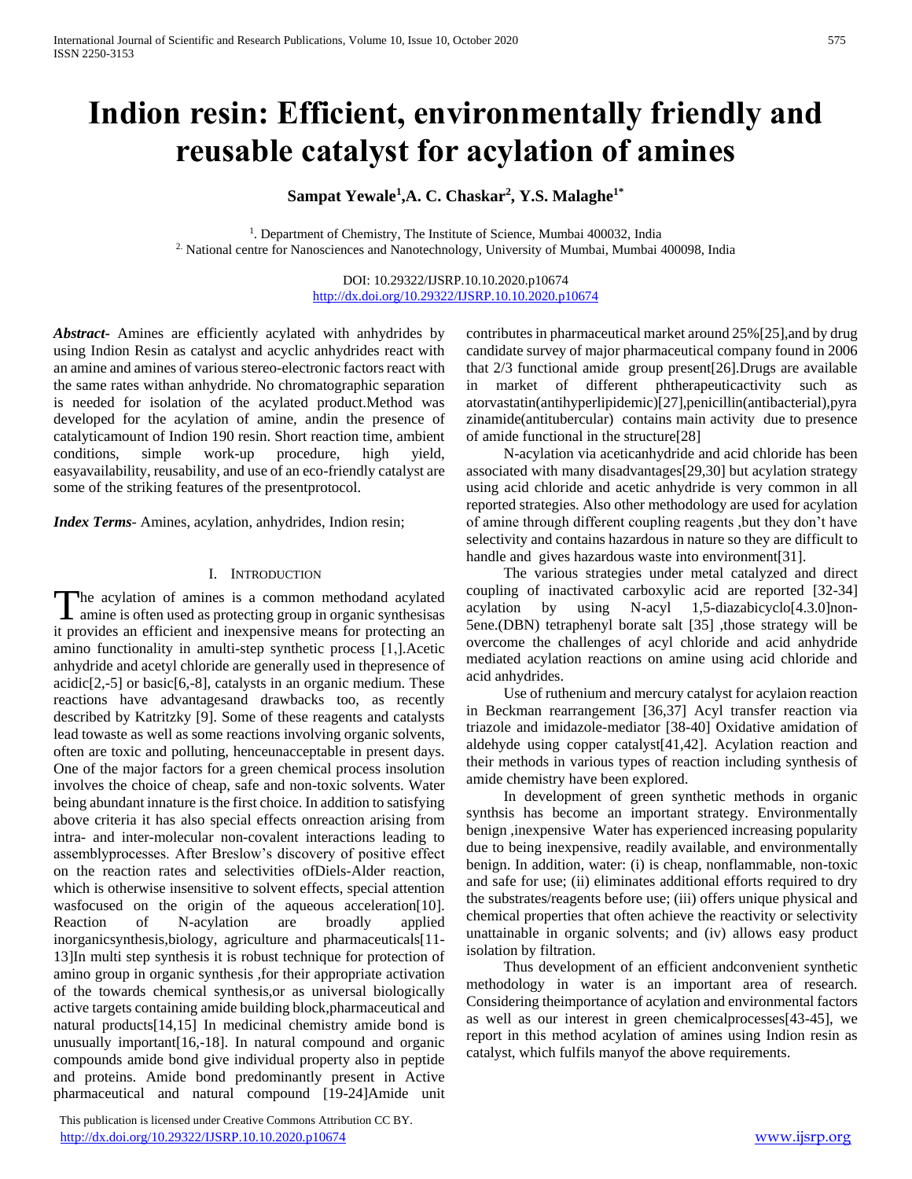# Indion resin: Efficient, environmentally friendly and reusable catalyst for acylation of amines

**Sampat Yewale[1],A. C. Chaskar[2], Y.S. Malaghe[1*]**

[1]. Department of Chemistry, The Institute of Science, Mumbai 400032, India
[2.] National centre for Nanosciences and Nanotechnology, University of Mumbai, Mumbai 400098, India

DOI: 10.29322/IJSRP.10.10.2020.p10674
http://dx.doi.org/10.29322/IJSRP.10.10.2020.p10674

***Abstract***- Amines are efficiently acylated with anhydrides by using Indion Resin as catalyst and acyclic anhydrides react with an amine and amines of various stereo-electronic factors react with the same rates withan anhydride. No chromatographic separation is needed for isolation of the acylated product.Method was developed for the acylation of amine, andin the presence of catalyticamount of Indion 190 resin. Short reaction time, ambient conditions, simple work-up procedure, high yield, easyavailability, reusability, and use of an eco-friendly catalyst are some of the striking features of the presentprotocol.

***Index Terms***- Amines, acylation, anhydrides, Indion resin;

## I. Introduction

The acylation of amines is a common methodand acylated amine is often used as protecting group in organic synthesisas it provides an efficient and inexpensive means for protecting an amino functionality in amulti-step synthetic process [1,].Acetic anhydride and acetyl chloride are generally used in thepresence of acidic[2,-5] or basic[6,-8], catalysts in an organic medium. These reactions have advantagesand drawbacks too, as recently described by Katritzky [9]. Some of these reagents and catalysts lead towaste as well as some reactions involving organic solvents, often are toxic and polluting, henceunacceptable in present days. One of the major factors for a green chemical process insolution involves the choice of cheap, safe and non-toxic solvents. Water being abundant innature is the first choice. In addition to satisfying above criteria it has also special effects onreaction arising from intra- and inter-molecular non-covalent interactions leading to assemblyprocesses. After Breslow's discovery of positive effect on the reaction rates and selectivities ofDiels-Alder reaction, which is otherwise insensitive to solvent effects, special attention wasfocused on the origin of the aqueous acceleration[10]. Reaction of N-acylation are broadly applied inorganicsynthesis,biology, agriculture and pharmaceuticals[11-13]In multi step synthesis it is robust technique for protection of amino group in organic synthesis ,for their appropriate activation of the towards chemical synthesis,or as universal biologically active targets containing amide building block,pharmaceutical and natural products[14,15] In medicinal chemistry amide bond is unusually important[16,-18]. In natural compound and organic compounds amide bond give individual property also in peptide and proteins. Amide bond predominantly present in Active pharmaceutical and natural compound [19-24]Amide unit contributes in pharmaceutical market around 25%[25],and by drug candidate survey of major pharmaceutical company found in 2006 that 2/3 functional amide group present[26].Drugs are available in market of different phtherapeuticactivity such as atorvastatin(antihyperlipidemic)[27],penicillin(antibacterial),pyrazinamide(antitubercular) contains main activity due to presence of amide functional in the structure[28]

N-acylation via aceticanhydride and acid chloride has been associated with many disadvantages[29,30] but acylation strategy using acid chloride and acetic anhydride is very common in all reported strategies. Also other methodology are used for acylation of amine through different coupling reagents ,but they don't have selectivity and contains hazardous in nature so they are difficult to handle and gives hazardous waste into environment[31].

The various strategies under metal catalyzed and direct coupling of inactivated carboxylic acid are reported [32-34] acylation by using N-acyl 1,5-diazabicyclo[4.3.0]non-5ene.(DBN) tetraphenyl borate salt [35] ,those strategy will be overcome the challenges of acyl chloride and acid anhydride mediated acylation reactions on amine using acid chloride and acid anhydrides.

Use of ruthenium and mercury catalyst for acylaion reaction in Beckman rearrangement [36,37] Acyl transfer reaction via triazole and imidazole-mediator [38-40] Oxidative amidation of aldehyde using copper catalyst[41,42]. Acylation reaction and their methods in various types of reaction including synthesis of amide chemistry have been explored.

In development of green synthetic methods in organic synthsis has become an important strategy. Environmentally benign ,inexpensive Water has experienced increasing popularity due to being inexpensive, readily available, and environmentally benign. In addition, water: (i) is cheap, nonflammable, non-toxic and safe for use; (ii) eliminates additional efforts required to dry the substrates/reagents before use; (iii) offers unique physical and chemical properties that often achieve the reactivity or selectivity unattainable in organic solvents; and (iv) allows easy product isolation by filtration.

Thus development of an efficient andconvenient synthetic methodology in water is an important area of research. Considering theimportance of acylation and environmental factors as well as our interest in green chemicalprocesses[43-45], we report in this method acylation of amines using Indion resin as catalyst, which fulfils manyof the above requirements.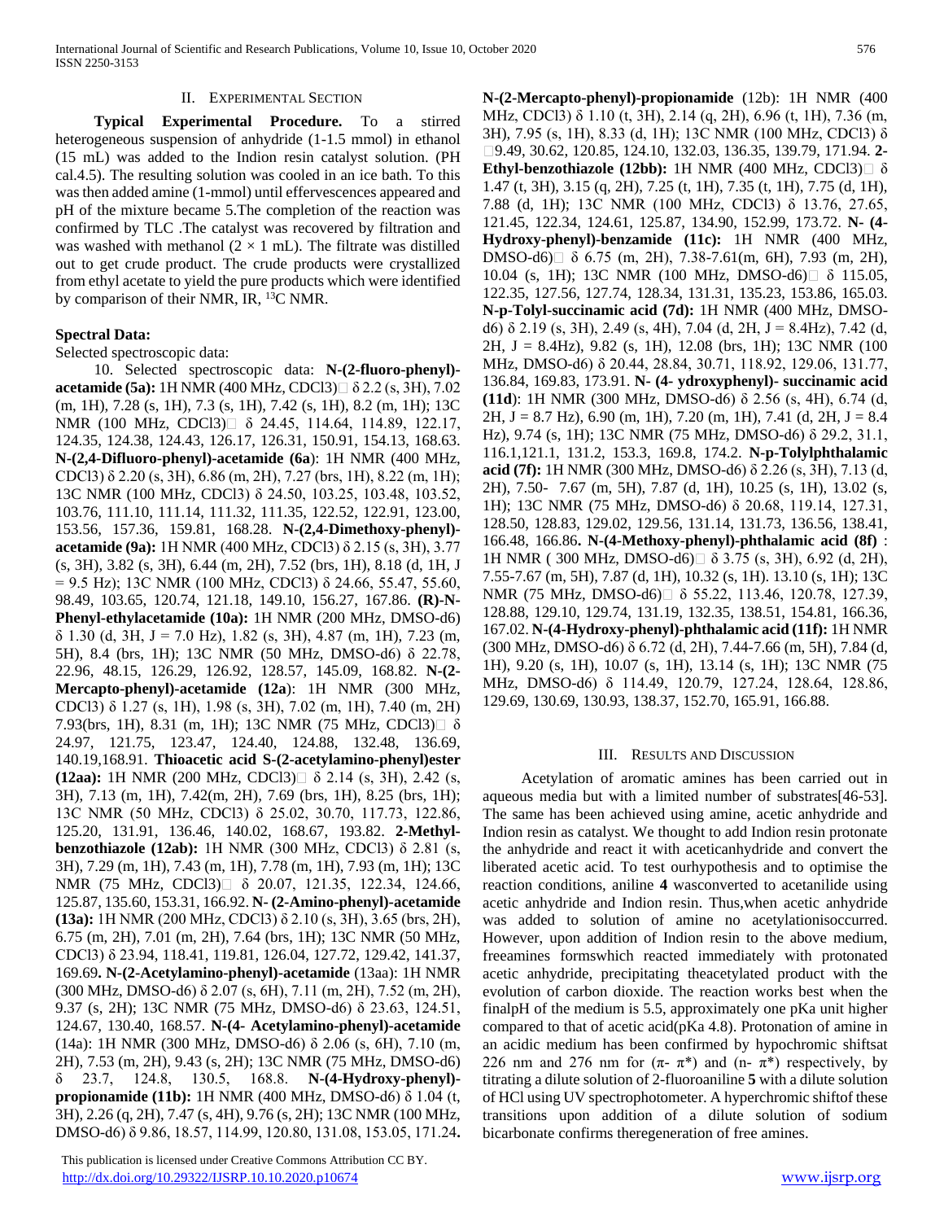## II. Experimental Section

**Typical Experimental Procedure.** To a stirred heterogeneous suspension of anhydride (1-1.5 mmol) in ethanol (15 mL) was added to the Indion resin catalyst solution. (PH cal.4.5). The resulting solution was cooled in an ice bath. To this was then added amine (1-mmol) until effervescences appeared and pH of the mixture became 5.The completion of the reaction was confirmed by TLC .The catalyst was recovered by filtration and was washed with methanol ($2 \times 1$ mL). The filtrate was distilled out to get crude product. The crude products were crystallized from ethyl acetate to yield the pure products which were identified by comparison of their NMR, IR, $^{13}$C NMR.

### Spectral Data:

Selected spectroscopic data:

10. Selected spectroscopic data: **N-(2-fluoro-phenyl)-acetamide (5a):** 1H NMR (400 MHz, CDCl3) δ 2.2 (s, 3H), 7.02 (m, 1H), 7.28 (s, 1H), 7.3 (s, 1H), 7.42 (s, 1H), 8.2 (m, 1H); 13C NMR (100 MHz, CDCl3) δ 24.45, 114.64, 114.89, 122.17, 124.35, 124.38, 124.43, 126.17, 126.31, 150.91, 154.13, 168.63. **N-(2,4-Difluoro-phenyl)-acetamide (6a**): 1H NMR (400 MHz, CDCl3) δ 2.20 (s, 3H), 6.86 (m, 2H), 7.27 (brs, 1H), 8.22 (m, 1H); 13C NMR (100 MHz, CDCl3) δ 24.50, 103.25, 103.48, 103.52, 103.76, 111.10, 111.14, 111.32, 111.35, 122.52, 122.91, 123.00, 153.56, 157.36, 159.81, 168.28. **N-(2,4-Dimethoxy-phenyl)-acetamide (9a):** 1H NMR (400 MHz, CDCl3) δ 2.15 (s, 3H), 3.77 (s, 3H), 3.82 (s, 3H), 6.44 (m, 2H), 7.52 (brs, 1H), 8.18 (d, 1H, J = 9.5 Hz); 13C NMR (100 MHz, CDCl3) δ 24.66, 55.47, 55.60, 98.49, 103.65, 120.74, 121.18, 149.10, 156.27, 167.86. **(R)-N-Phenyl-ethylacetamide (10a):** 1H NMR (200 MHz, DMSO-d6) δ 1.30 (d, 3H, J = 7.0 Hz), 1.82 (s, 3H), 4.87 (m, 1H), 7.23 (m, 5H), 8.4 (brs, 1H); 13C NMR (50 MHz, DMSO-d6) δ 22.78, 22.96, 48.15, 126.29, 126.92, 128.57, 145.09, 168.82. **N-(2-Mercapto-phenyl)-acetamide (12a**): 1H NMR (300 MHz, CDCl3) δ 1.27 (s, 1H), 1.98 (s, 3H), 7.02 (m, 1H), 7.40 (m, 2H) 7.93(brs, 1H), 8.31 (m, 1H); 13C NMR (75 MHz, CDCl3) δ 24.97, 121.75, 123.47, 124.40, 124.88, 132.48, 136.69, 140.19,168.91. **Thioacetic acid S-(2-acetylamino-phenyl)ester (12aa):** 1H NMR (200 MHz, CDCl3) δ 2.14 (s, 3H), 2.42 (s, 3H), 7.13 (m, 1H), 7.42(m, 2H), 7.69 (brs, 1H), 8.25 (brs, 1H); 13C NMR (50 MHz, CDCl3) δ 25.02, 30.70, 117.73, 122.86, 125.20, 131.91, 136.46, 140.02, 168.67, 193.82. **2-Methyl-benzothiazole (12ab):** 1H NMR (300 MHz, CDCl3) δ 2.81 (s, 3H), 7.29 (m, 1H), 7.43 (m, 1H), 7.78 (m, 1H), 7.93 (m, 1H); 13C NMR (75 MHz, CDCl3) δ 20.07, 121.35, 122.34, 124.66, 125.87, 135.60, 153.31, 166.92. **N- (2-Amino-phenyl)-acetamide (13a):** 1H NMR (200 MHz, CDCl3) δ 2.10 (s, 3H), 3.65 (brs, 2H), 6.75 (m, 2H), 7.01 (m, 2H), 7.64 (brs, 1H); 13C NMR (50 MHz, CDCl3) δ 23.94, 118.41, 119.81, 126.04, 127.72, 129.42, 141.37, 169.69**. N-(2-Acetylamino-phenyl)-acetamide** (13aa): 1H NMR (300 MHz, DMSO-d6) δ 2.07 (s, 6H), 7.11 (m, 2H), 7.52 (m, 2H), 9.37 (s, 2H); 13C NMR (75 MHz, DMSO-d6) δ 23.63, 124.51, 124.67, 130.40, 168.57. **N-(4- Acetylamino-phenyl)-acetamide** (14a): 1H NMR (300 MHz, DMSO-d6) δ 2.06 (s, 6H), 7.10 (m, 2H), 7.53 (m, 2H), 9.43 (s, 2H); 13C NMR (75 MHz, DMSO-d6) δ 23.7, 124.8, 130.5, 168.8. **N-(4-Hydroxy-phenyl)-propionamide (11b):** 1H NMR (400 MHz, DMSO-d6) δ 1.04 (t, 3H), 2.26 (q, 2H), 7.47 (s, 4H), 9.76 (s, 2H); 13C NMR (100 MHz, DMSO-d6) δ 9.86, 18.57, 114.99, 120.80, 131.08, 153.05, 171.24**. N-(2-Mercapto-phenyl)-propionamide** (12b): 1H NMR (400 MHz, CDCl3) δ 1.10 (t, 3H), 2.14 (q, 2H), 6.96 (t, 1H), 7.36 (m, 3H), 7.95 (s, 1H), 8.33 (d, 1H); 13C NMR (100 MHz, CDCl3) δ 9.49, 30.62, 120.85, 124.10, 132.03, 136.35, 139.79, 171.94. **2-Ethyl-benzothiazole (12bb):** 1H NMR (400 MHz, CDCl3) δ 1.47 (t, 3H), 3.15 (q, 2H), 7.25 (t, 1H), 7.35 (t, 1H), 7.75 (d, 1H), 7.88 (d, 1H); 13C NMR (100 MHz, CDCl3) δ 13.76, 27.65, 121.45, 122.34, 124.61, 125.87, 134.90, 152.99, 173.72. **N- (4-Hydroxy-phenyl)-benzamide (11c):** 1H NMR (400 MHz, DMSO-d6) δ 6.75 (m, 2H), 7.38-7.61(m, 6H), 7.93 (m, 2H), 10.04 (s, 1H); 13C NMR (100 MHz, DMSO-d6) δ 115.05, 122.35, 127.56, 127.74, 128.34, 131.31, 135.23, 153.86, 165.03. **N-p-Tolyl-succinamic acid (7d):** 1H NMR (400 MHz, DMSO-d6) δ 2.19 (s, 3H), 2.49 (s, 4H), 7.04 (d, 2H, J = 8.4Hz), 7.42 (d, 2H, J = 8.4Hz), 9.82 (s, 1H), 12.08 (brs, 1H); 13C NMR (100 MHz, DMSO-d6) δ 20.44, 28.84, 30.71, 118.92, 129.06, 131.77, 136.84, 169.83, 173.91. **N- (4- ydroxyphenyl)- succinamic acid (11d**): 1H NMR (300 MHz, DMSO-d6) δ 2.56 (s, 4H), 6.74 (d, 2H, J = 8.7 Hz), 6.90 (m, 1H), 7.20 (m, 1H), 7.41 (d, 2H, J = 8.4 Hz), 9.74 (s, 1H); 13C NMR (75 MHz, DMSO-d6) δ 29.2, 31.1, 116.1,121.1, 131.2, 153.3, 169.8, 174.2. **N-p-Tolylphthalamic acid (7f):** 1H NMR (300 MHz, DMSO-d6) δ 2.26 (s, 3H), 7.13 (d, 2H), 7.50- 7.67 (m, 5H), 7.87 (d, 1H), 10.25 (s, 1H), 13.02 (s, 1H); 13C NMR (75 MHz, DMSO-d6) δ 20.68, 119.14, 127.31, 128.50, 128.83, 129.02, 129.56, 131.14, 131.73, 136.56, 138.41, 166.48, 166.86**. N-(4-Methoxy-phenyl)-phthalamic acid (8f)** : 1H NMR ( 300 MHz, DMSO-d6) δ 3.75 (s, 3H), 6.92 (d, 2H), 7.55-7.67 (m, 5H), 7.87 (d, 1H), 10.32 (s, 1H). 13.10 (s, 1H); 13C NMR (75 MHz, DMSO-d6) δ 55.22, 113.46, 120.78, 127.39, 128.88, 129.10, 129.74, 131.19, 132.35, 138.51, 154.81, 166.36, 167.02. **N-(4-Hydroxy-phenyl)-phthalamic acid (11f):** 1H NMR (300 MHz, DMSO-d6) δ 6.72 (d, 2H), 7.44-7.66 (m, 5H), 7.84 (d, 1H), 9.20 (s, 1H), 10.07 (s, 1H), 13.14 (s, 1H); 13C NMR (75 MHz, DMSO-d6) δ 114.49, 120.79, 127.24, 128.64, 128.86, 129.69, 130.69, 130.93, 138.37, 152.70, 165.91, 166.88.

## III. Results and Discussion

Acetylation of aromatic amines has been carried out in aqueous media but with a limited number of substrates[46-53]. The same has been achieved using amine, acetic anhydride and Indion resin as catalyst. We thought to add Indion resin protonate the anhydride and react it with aceticanhydride and convert the liberated acetic acid. To test ourhypothesis and to optimise the reaction conditions, aniline **4** wasconverted to acetanilide using acetic anhydride and Indion resin. Thus,when acetic anhydride was added to solution of amine no acetylationisoccurred. However, upon addition of Indion resin to the above medium, freeamines formswhich reacted immediately with protonated acetic anhydride, precipitating theacetylated product with the evolution of carbon dioxide. The reaction works best when the finalpH of the medium is 5.5, approximately one pKa unit higher compared to that of acetic acid(pKa 4.8). Protonation of amine in an acidic medium has been confirmed by hypochromic shiftsat 226 nm and 276 nm for (π- π*) and (n- π*) respectively, by titrating a dilute solution of 2-fluoroaniline **5** with a dilute solution of HCl using UV spectrophotometer. A hyperchromic shiftof these transitions upon addition of a dilute solution of sodium bicarbonate confirms theregeneration of free amines.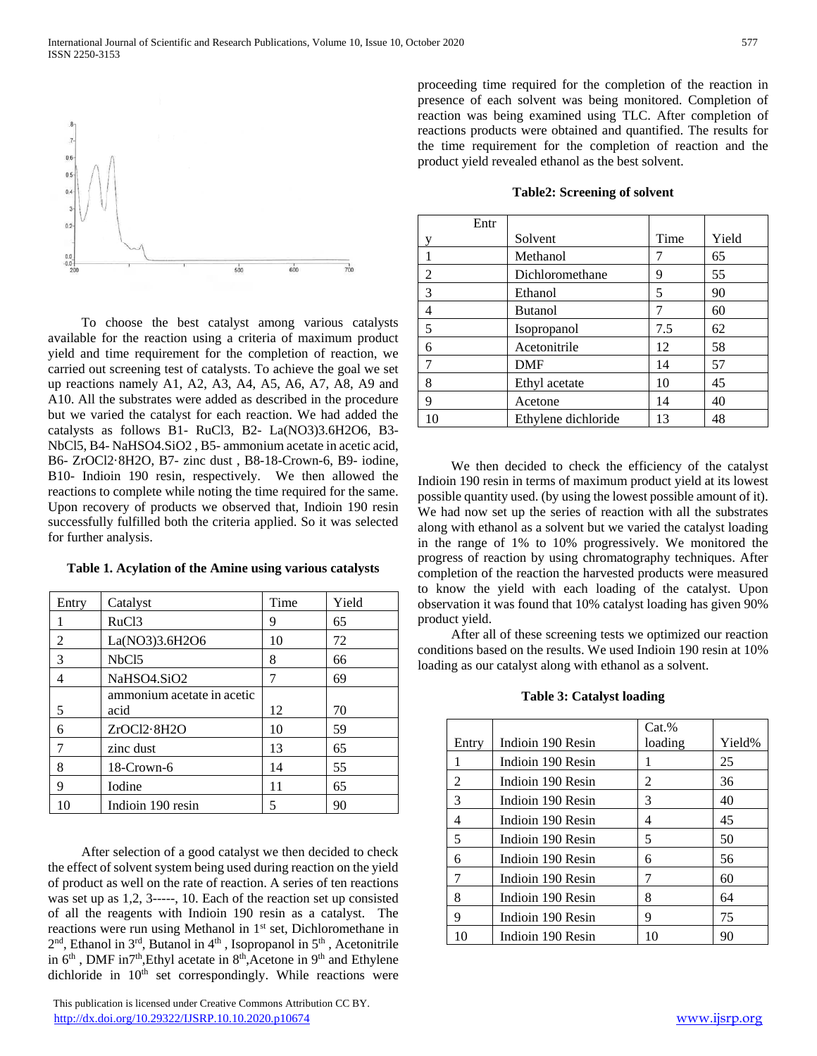To choose the best catalyst among various catalysts available for the reaction using a criteria of maximum product yield and time requirement for the completion of reaction, we carried out screening test of catalysts. To achieve the goal we set up reactions namely A1, A2, A3, A4, A5, A6, A7, A8, A9 and A10. All the substrates were added as described in the procedure but we varied the catalyst for each reaction. We had added the catalysts as follows B1- $RuCl_3$, B2- $La(NO_3)_3.6H_2O_6$, B3- $NbCl_5$, B4- $NaHSO_4.SiO_2$ , B5- ammonium acetate in acetic acid, B6- $ZrOCl_2·8H_2O$, B7- zinc dust , B8-18-Crown-6, B9- iodine, B10- Indioin 190 resin, respectively. We then allowed the reactions to complete while noting the time required for the same. Upon recovery of products we observed that, Indioin 190 resin successfully fulfilled both the criteria applied. So it was selected for further analysis.

**Table 1. Acylation of the Amine using various catalysts**

| Entry | Catalyst | Time | Yield |
|---|---|---|---|
| 1 | $RuCl_3$ | 9 | 65 |
| 2 | $La(NO_3)_3.6H_2O_6$ | 10 | 72 |
| 3 | $NbCl_5$ | 8 | 66 |
| 4 | $NaHSO_4.SiO_2$ | 7 | 69 |
| 5 | ammonium acetate in acetic acid | 12 | 70 |
| 6 | $ZrOCl_2·8H_2O$ | 10 | 59 |
| 7 | zinc dust | 13 | 65 |
| 8 | 18-Crown-6 | 14 | 55 |
| 9 | Iodine | 11 | 65 |
| 10 | Indioin 190 resin | 5 | 90 |

After selection of a good catalyst we then decided to check the effect of solvent system being used during reaction on the yield of product as well on the rate of reaction. A series of ten reactions was set up as 1,2, 3-----, 10. Each of the reaction set up consisted of all the reagents with Indioin 190 resin as a catalyst. The reactions were run using Methanol in 1st set, Dichloromethane in 2nd, Ethanol in 3rd, Butanol in 4th , Isopropanol in 5th , Acetonitrile in 6th , DMF in7th,Ethyl acetate in 8th,Acetone in 9th and Ethylene dichloride in 10th set correspondingly. While reactions were proceeding time required for the completion of the reaction in presence of each solvent was being monitored. Completion of reaction was being examined using TLC. After completion of reactions products were obtained and quantified. The results for the time requirement for the completion of reaction and the product yield revealed ethanol as the best solvent.

**Table2: Screening of solvent**

| Entry | Solvent | Time | Yield |
|---|---|---|---|
| 1 | Methanol | 7 | 65 |
| 2 | Dichloromethane | 9 | 55 |
| 3 | Ethanol | 5 | 90 |
| 4 | Butanol | 7 | 60 |
| 5 | Isopropanol | 7.5 | 62 |
| 6 | Acetonitrile | 12 | 58 |
| 7 | DMF | 14 | 57 |
| 8 | Ethyl acetate | 10 | 45 |
| 9 | Acetone | 14 | 40 |
| 10 | Ethylene dichloride | 13 | 48 |

We then decided to check the efficiency of the catalyst Indioin 190 resin in terms of maximum product yield at its lowest possible quantity used. (by using the lowest possible amount of it). We had now set up the series of reaction with all the substrates along with ethanol as a solvent but we varied the catalyst loading in the range of 1% to 10% progressively. We monitored the progress of reaction by using chromatography techniques. After completion of the reaction the harvested products were measured to know the yield with each loading of the catalyst. Upon observation it was found that 10% catalyst loading has given 90% product yield.

After all of these screening tests we optimized our reaction conditions based on the results. We used Indioin 190 resin at 10% loading as our catalyst along with ethanol as a solvent.

**Table 3: Catalyst loading**

| Entry | Indioin 190 Resin | Cat.% loading | Yield% |
|---|---|---|---|
| 1 | Indioin 190 Resin | 1 | 25 |
| 2 | Indioin 190 Resin | 2 | 36 |
| 3 | Indioin 190 Resin | 3 | 40 |
| 4 | Indioin 190 Resin | 4 | 45 |
| 5 | Indioin 190 Resin | 5 | 50 |
| 6 | Indioin 190 Resin | 6 | 56 |
| 7 | Indioin 190 Resin | 7 | 60 |
| 8 | Indioin 190 Resin | 8 | 64 |
| 9 | Indioin 190 Resin | 9 | 75 |
| 10 | Indioin 190 Resin | 10 | 90 |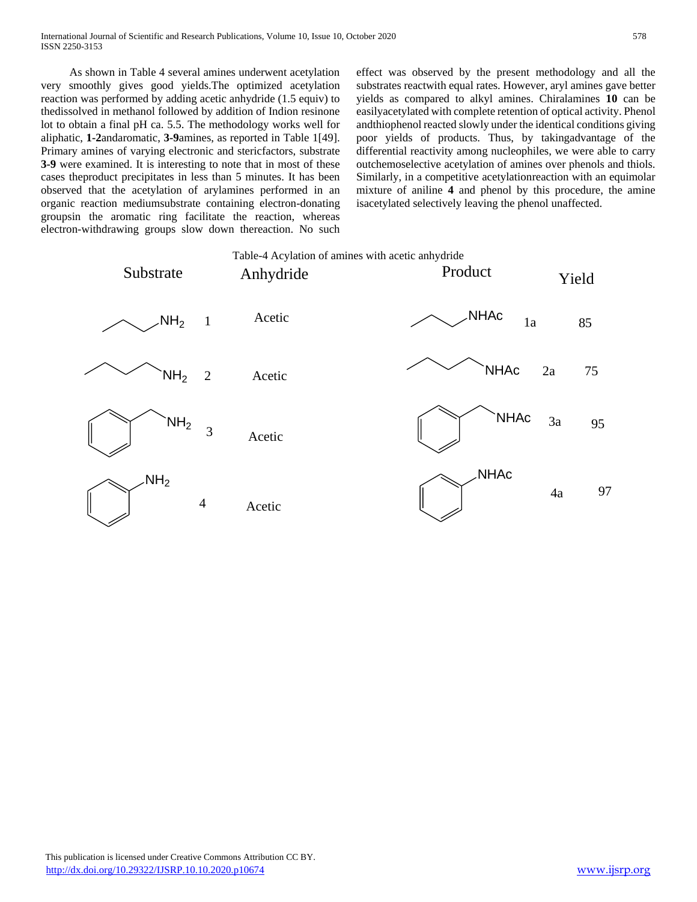As shown in Table 4 several amines underwent acetylation very smoothly gives good yields.The optimized acetylation reaction was performed by adding acetic anhydride (1.5 equiv) to thedissolved in methanol followed by addition of Indion resinone lot to obtain a final pH ca. 5.5. The methodology works well for aliphatic, **1-2**andaromatic, **3-9**amines, as reported in Table 1[49]. Primary amines of varying electronic and stericfactors, substrate **3-9** were examined. It is interesting to note that in most of these cases theproduct precipitates in less than 5 minutes. It has been observed that the acetylation of arylamines performed in an organic reaction mediumsubstrate containing electron-donating groupsin the aromatic ring facilitate the reaction, whereas electron-withdrawing groups slow down thereaction. No such effect was observed by the present methodology and all the substrates reactwith equal rates. However, aryl amines gave better yields as compared to alkyl amines. Chiralamines **10** can be easilyacetylated with complete retention of optical activity. Phenol andthiophenol reacted slowly under the identical conditions giving poor yields of products. Thus, by takingadvantage of the differential reactivity among nucleophiles, we were able to carry outchemoselective acetylation of amines over phenols and thiols. Similarly, in a competitive acetylationreaction with an equimolar mixture of aniline **4** and phenol by this procedure, the amine isacetylated selectively leaving the phenol unaffected.

Table-4 Acylation of amines with acetic anhydride

| Substrate | | Anhydride | Product | | Yield |
|---|---|---|---|---|---|
| $CH_3CH_2CH_2NH_2$ | 1 | Acetic | $CH_3CH_2CH_2NHAc$ | 1a | 85 |
| $CH_3CH_2CH_2CH_2NH_2$ | 2 | Acetic | $CH_3CH_2CH_2CH_2NHAc$ | 2a | 75 |
| $C_6H_5CH_2NH_2$ | 3 | Acetic | $C_6H_5CH_2NHAc$ | 3a | 95 |
| $C_6H_5NH_2$ | 4 | Acetic | $C_6H_5NHAc$ | 4a | 97 |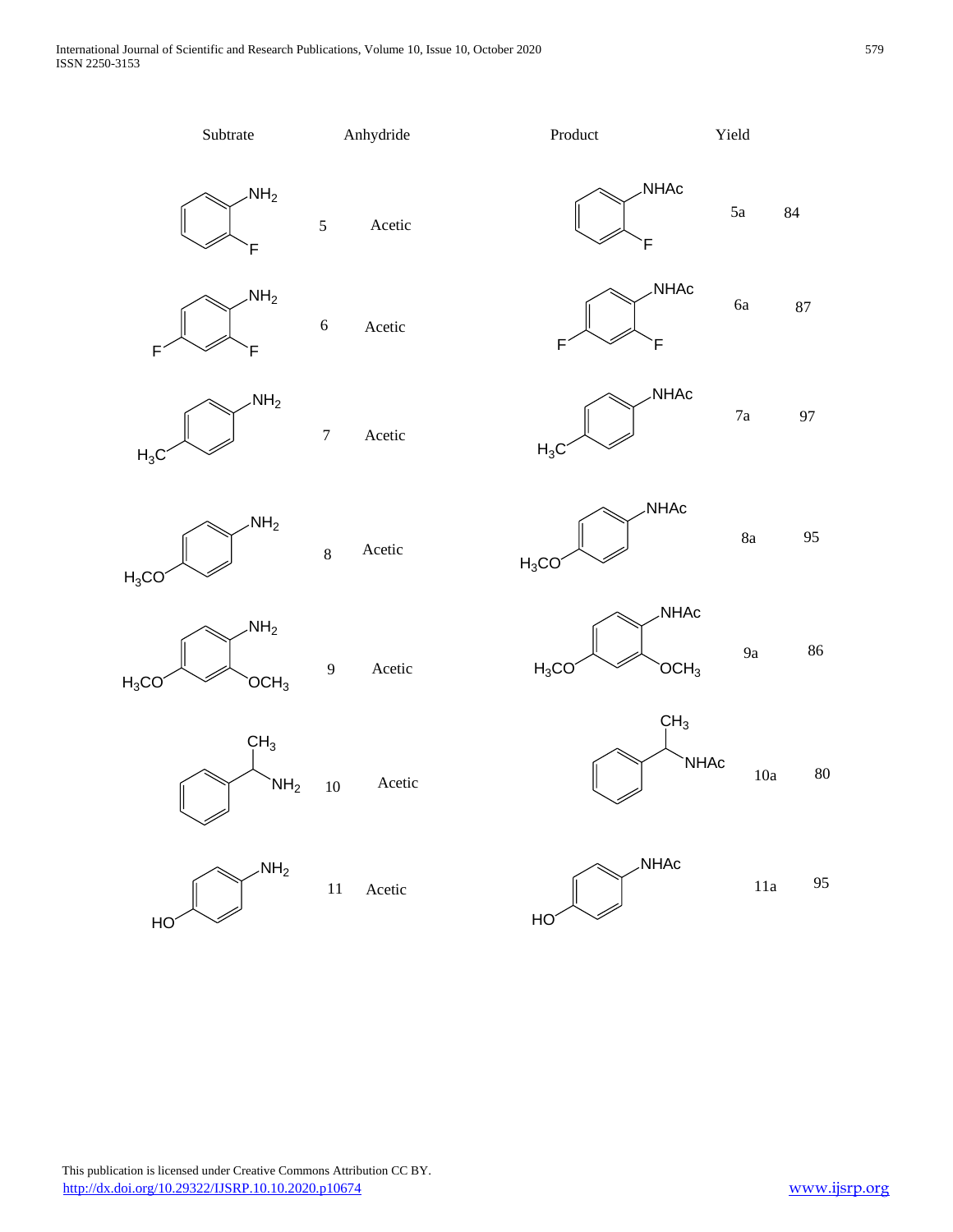| Subtrate | | Anhydride | Product | | Yield |
|---|---|---|---|---|---|
| 2-fluoroaniline | 5 | Acetic | 2-fluoroacetanilide (NHAc, F) | 5a | 84 |
| 2,4-difluoroaniline | 6 | Acetic | 2,4-difluoroacetanilide (NHAc, F, F) | 6a | 87 |
| 4-methylaniline ($H_3C$, $NH_2$) | 7 | Acetic | 4-methylacetanilide ($H_3C$, NHAc) | 7a | 97 |
| 4-methoxyaniline ($H_3CO$, $NH_2$) | 8 | Acetic | 4-methoxyacetanilide ($H_3CO$, NHAc) | 8a | 95 |
| 2,4-dimethoxyaniline ($H_3CO$, $OCH_3$, $NH_2$) | 9 | Acetic | 2,4-dimethoxyacetanilide ($H_3CO$, $OCH_3$, NHAc) | 9a | 86 |
| 1-phenylethylamine ($CH_3$, $NH_2$) | 10 | Acetic | N-(1-phenylethyl)acetamide ($CH_3$, NHAc) | 10a | 80 |
| 4-aminophenol (HO, $NH_2$) | 11 | Acetic | 4-hydroxyacetanilide (HO, NHAc) | 11a | 95 |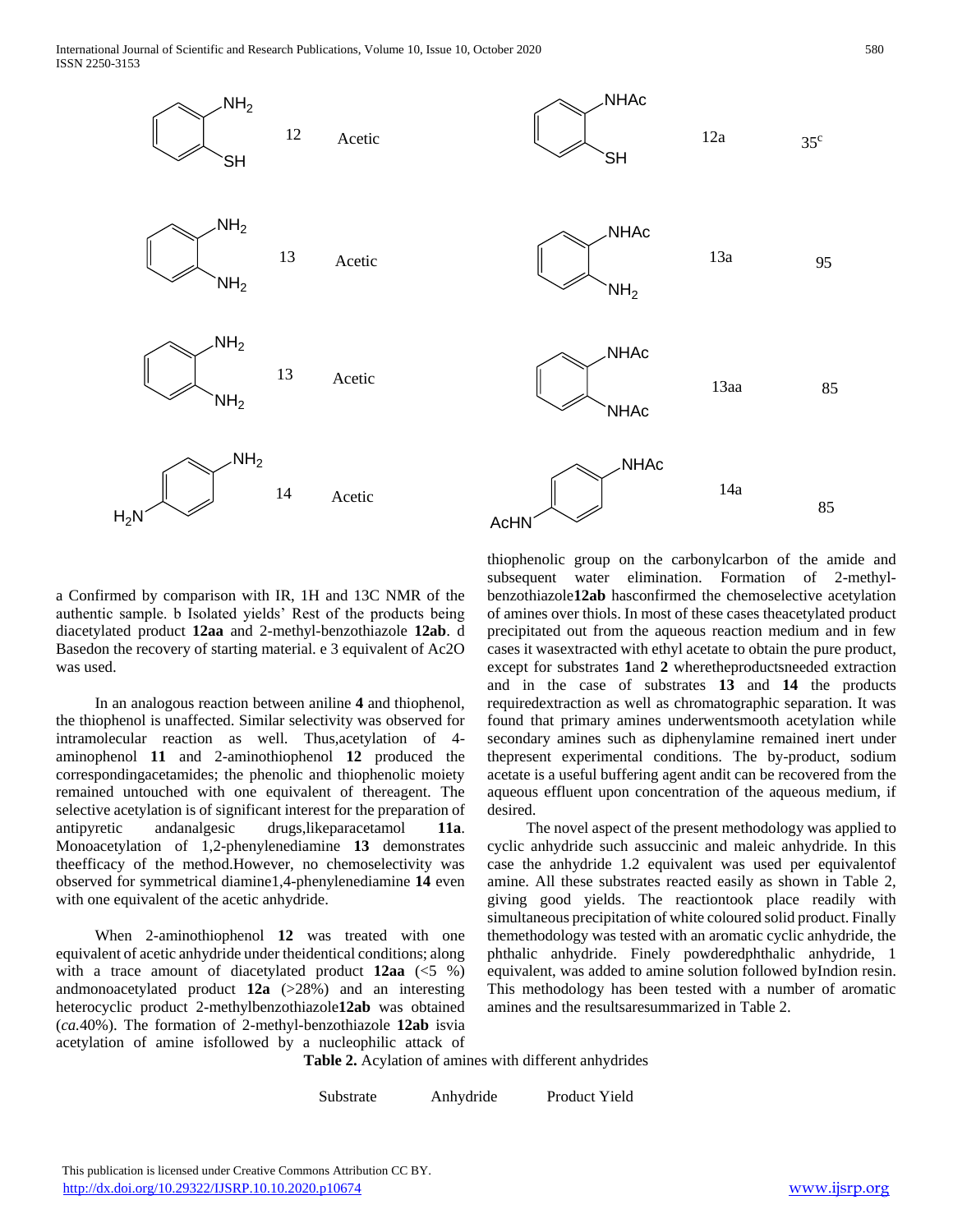| Substrate | | Anhydride | Product | | Yield |
|---|---|---|---|---|---|
| 2-aminothiophenol (NH$_2$, SH) | 12 | Acetic | NHAc, SH | 12a | 35[c] |
| 1,2-phenylenediamine (NH$_2$, NH$_2$) | 13 | Acetic | NHAc, NH$_2$ | 13a | 95 |
| 1,2-phenylenediamine (NH$_2$, NH$_2$) | 13 | Acetic | NHAc, NHAc | 13aa | 85 |
| 1,4-phenylenediamine (H$_2$N, NH$_2$) | 14 | Acetic | AcHN, NHAc | 14a | 85 |

a Confirmed by comparison with IR, 1H and 13C NMR of the authentic sample. b Isolated yields' Rest of the products being diacetylated product **12aa** and 2-methyl-benzothiazole **12ab**. d Basedon the recovery of starting material. e 3 equivalent of Ac2O was used.

In an analogous reaction between aniline **4** and thiophenol, the thiophenol is unaffected. Similar selectivity was observed for intramolecular reaction as well. Thus,acetylation of 4-aminophenol **11** and 2-aminothiophenol **12** produced the correspondingacetamides; the phenolic and thiophenolic moiety remained untouched with one equivalent of thereagent. The selective acetylation is of significant interest for the preparation of antipyretic andanalgesic drugs,likeparacetamol **11a**. Monoacetylation of 1,2-phenylenediamine **13** demonstrates theefficacy of the method.However, no chemoselectivity was observed for symmetrical diamine1,4-phenylenediamine **14** even with one equivalent of the acetic anhydride.

When 2-aminothiophenol **12** was treated with one equivalent of acetic anhydride under theidentical conditions; along with a trace amount of diacetylated product **12aa** (<5 %) andmonoacetylated product **12a** (>28%) and an interesting heterocyclic product 2-methylbenzothiazole**12ab** was obtained (*ca*.40%). The formation of 2-methyl-benzothiazole **12ab** isvia acetylation of amine isfollowed by a nucleophilic attack of thiophenolic group on the carbonylcarbon of the amide and subsequent water elimination. Formation of 2-methyl-benzothiazole**12ab** hasconfirmed the chemoselective acetylation of amines over thiols. In most of these cases theacetylated product precipitated out from the aqueous reaction medium and in few cases it wasextracted with ethyl acetate to obtain the pure product, except for substrates **1**and **2** wheretheproductsneeded extraction and in the case of substrates **13** and **14** the products requiredextraction as well as chromatographic separation. It was found that primary amines underwentsmooth acetylation while secondary amines such as diphenylamine remained inert under thepresent experimental conditions. The by-product, sodium acetate is a useful buffering agent andit can be recovered from the aqueous effluent upon concentration of the aqueous medium, if desired.

The novel aspect of the present methodology was applied to cyclic anhydride such assuccinic and maleic anhydride. In this case the anhydride 1.2 equivalent was used per equivalentof amine. All these substrates reacted easily as shown in Table 2, giving good yields. The reactiontook place readily with simultaneous precipitation of white coloured solid product. Finally themethodology was tested with an aromatic cyclic anhydride, the phthalic anhydride. Finely powderedphthalic anhydride, 1 equivalent, was added to amine solution followed byIndion resin. This methodology has been tested with a number of aromatic amines and the resultsaresummarized in Table 2.

**Table 2.** Acylation of amines with different anhydrides

| Substrate | Anhydride | Product Yield |
|---|---|---|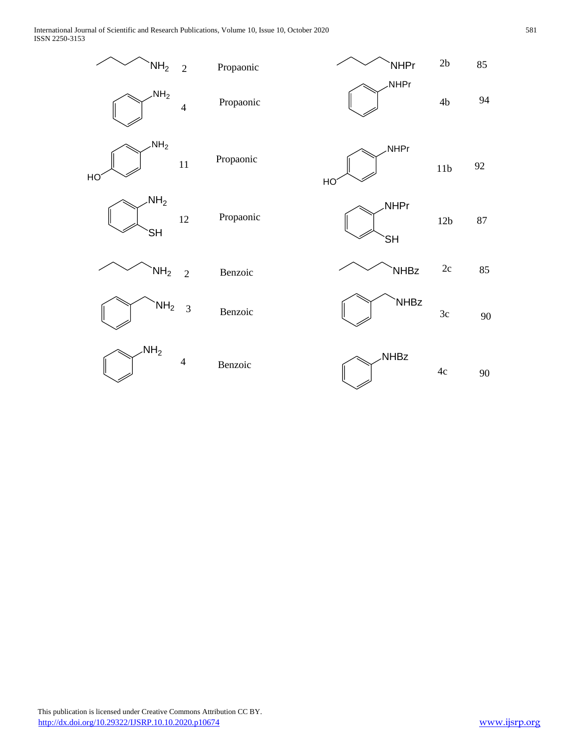| Amine | No. | Acid | Product | No. | Yield (%) |
|---|---|---|---|---|---|
| $CH_3CH_2CH_2CH_2NH_2$ | 2 | Propaonic | $CH_3CH_2CH_2CH_2NHPr$ | 2b | 85 |
| $C_6H_5NH_2$ | 4 | Propaonic | $C_6H_5NHPr$ | 4b | 94 |
| $4\text{-}HOC_6H_4NH_2$ | 11 | Propaonic | $4\text{-}HOC_6H_4NHPr$ | 11b | 92 |
| $2\text{-}HSC_6H_4NH_2$ | 12 | Propaonic | $2\text{-}HSC_6H_4NHPr$ | 12b | 87 |
| $CH_3CH_2CH_2CH_2NH_2$ | 2 | Benzoic | $CH_3CH_2CH_2CH_2NHBz$ | 2c | 85 |
| $C_6H_5CH_2NH_2$ | 3 | Benzoic | $C_6H_5CH_2NHBz$ | 3c | 90 |
| $C_6H_5NH_2$ | 4 | Benzoic | $C_6H_5NHBz$ | 4c | 90 |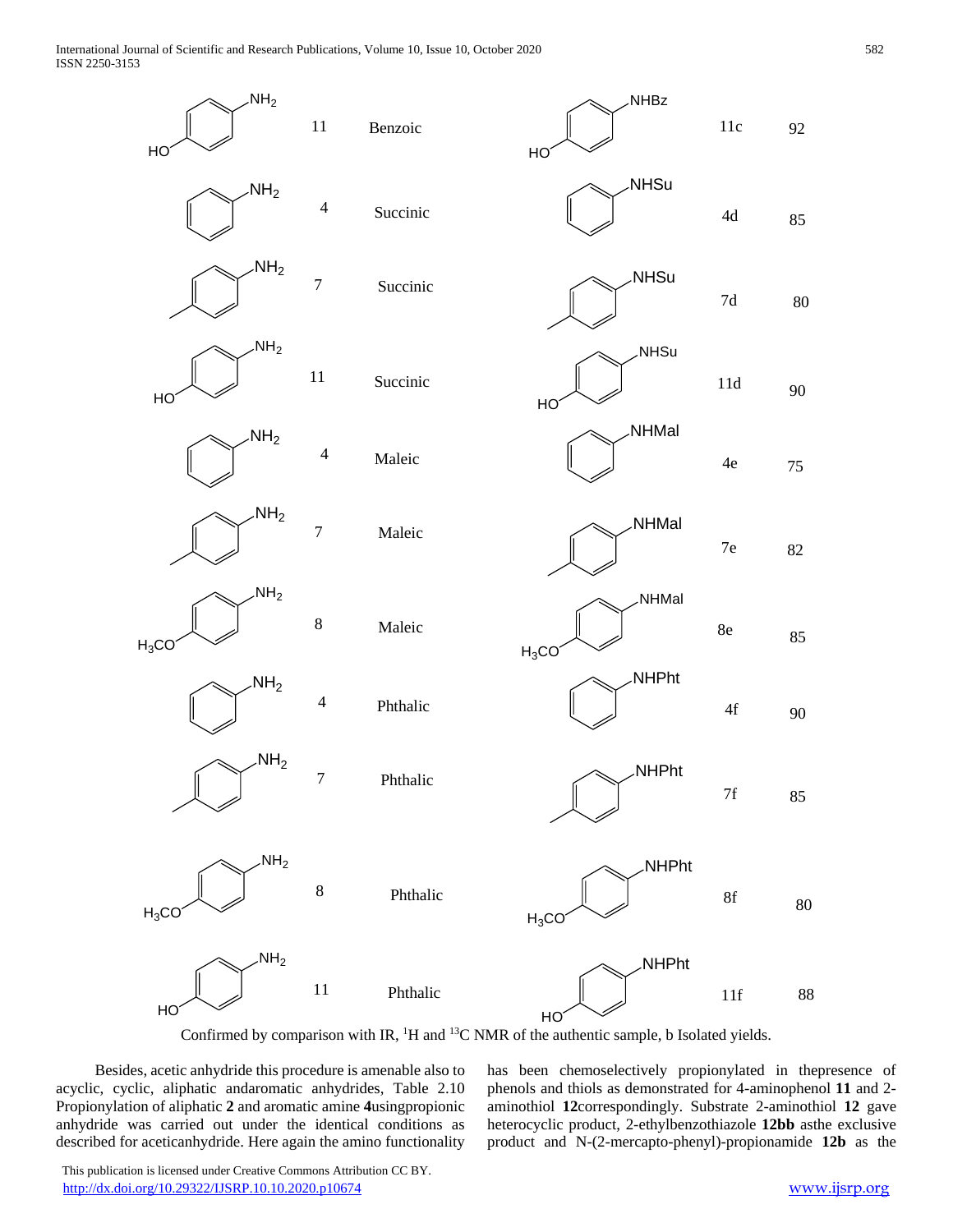| Substrate | | Anhydride | Product | | Yield (%) |
|---|---|---|---|---|---|
| 4-HO-C6H4-NH2 | 11 | Benzoic | 4-HO-C6H4-NHBz | 11c | 92 |
| C6H5-NH2 | 4 | Succinic | C6H5-NHSu | 4d | 85 |
| 4-CH3-C6H4-NH2 | 7 | Succinic | 4-CH3-C6H4-NHSu | 7d | 80 |
| 4-HO-C6H4-NH2 | 11 | Succinic | 4-HO-C6H4-NHSu | 11d | 90 |
| C6H5-NH2 | 4 | Maleic | C6H5-NHMal | 4e | 75 |
| 4-CH3-C6H4-NH2 | 7 | Maleic | 4-CH3-C6H4-NHMal | 7e | 82 |
| 4-$H_3CO$-C6H4-NH2 | 8 | Maleic | 4-$H_3CO$-C6H4-NHMal | 8e | 85 |
| C6H5-NH2 | 4 | Phthalic | C6H5-NHPht | 4f | 90 |
| 4-CH3-C6H4-NH2 | 7 | Phthalic | 4-CH3-C6H4-NHPht | 7f | 85 |
| 4-$H_3CO$-C6H4-NH2 | 8 | Phthalic | 4-$H_3CO$-C6H4-NHPht | 8f | 80 |
| 4-HO-C6H4-NH2 | 11 | Phthalic | 4-HO-C6H4-NHPht | 11f | 88 |

Confirmed by comparison with IR, $^1$H and $^{13}$C NMR of the authentic sample, b Isolated yields.

Besides, acetic anhydride this procedure is amenable also to acyclic, cyclic, aliphatic andaromatic anhydrides, Table 2.10 Propionylation of aliphatic **2** and aromatic amine **4**usingpropionic anhydride was carried out under the identical conditions as described for aceticanhydride. Here again the amino functionality has been chemoselectively propionylated in thepresence of phenols and thiols as demonstrated for 4-aminophenol **11** and 2-aminothiol **12**correspondingly. Substrate 2-aminothiol **12** gave heterocyclic product, 2-ethylbenzothiazole **12bb** asthe exclusive product and N-(2-mercapto-phenyl)-propionamide **12b** as the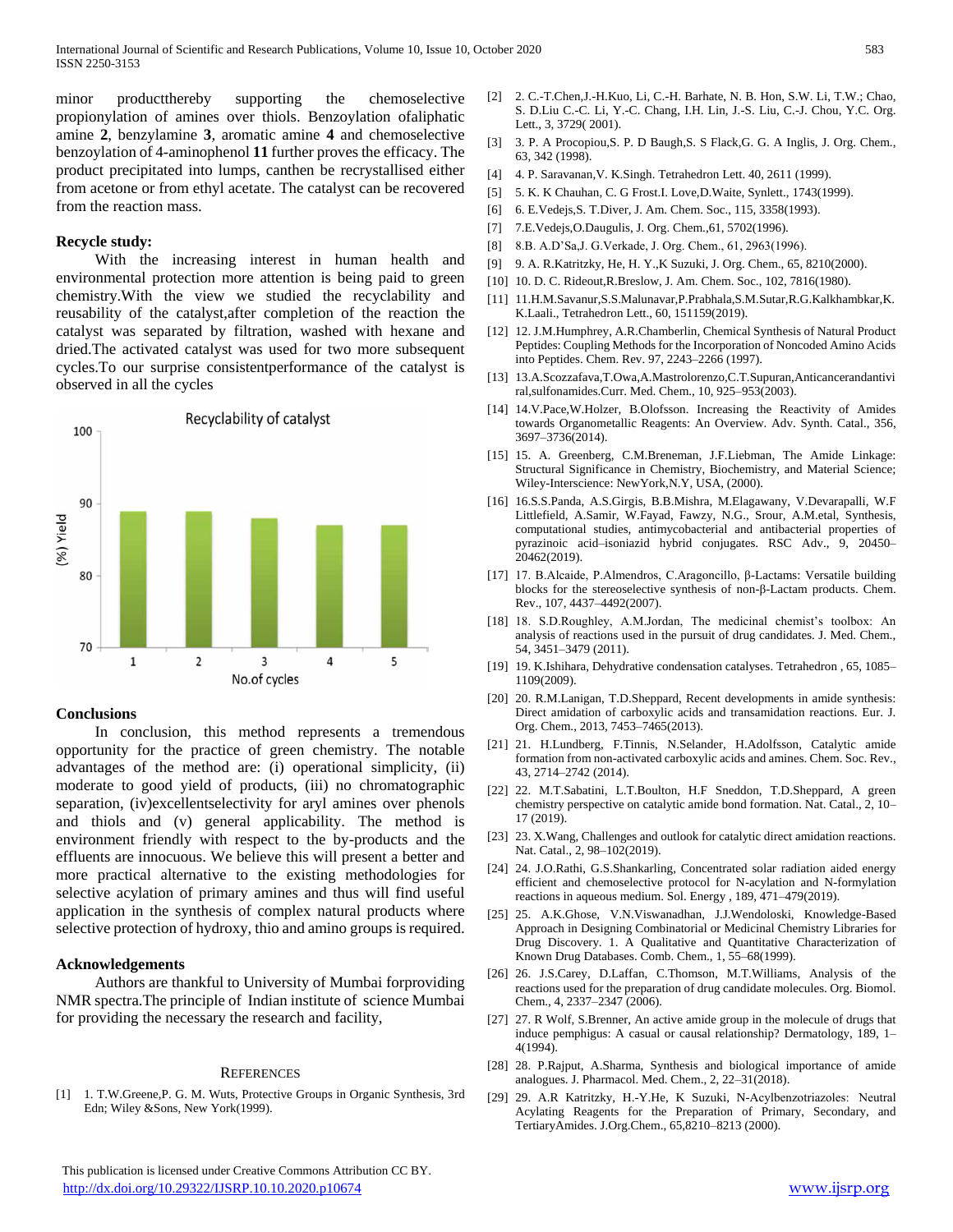minor productthereby supporting the chemoselective propionylation of amines over thiols. Benzoylation ofaliphatic amine **2**, benzylamine **3**, aromatic amine **4** and chemoselective benzoylation of 4-aminophenol **11** further proves the efficacy. The product precipitated into lumps, canthen be recrystallised either from acetone or from ethyl acetate. The catalyst can be recovered from the reaction mass.

### Recycle study:

With the increasing interest in human health and environmental protection more attention is being paid to green chemistry.With the view we studied the recyclability and reusability of the catalyst,after completion of the reaction the catalyst was separated by filtration, washed with hexane and dried.The activated catalyst was used for two more subsequent cycles.To our surprise consistentperformance of the catalyst is observed in all the cycles

Recyclability of catalyst

| No.of cycles | 1 | 2 | 3 | 4 | 5 |
|---|---|---|---|---|---|
| (%) Yield | ~89 | ~89 | ~88 | ~87 | ~87 |

### Conclusions

In conclusion, this method represents a tremendous opportunity for the practice of green chemistry. The notable advantages of the method are: (i) operational simplicity, (ii) moderate to good yield of products, (iii) no chromatographic separation, (iv)excellentselectivity for aryl amines over phenols and thiols and (v) general applicability. The method is environment friendly with respect to the by-products and the effluents are innocuous. We believe this will present a better and more practical alternative to the existing methodologies for selective acylation of primary amines and thus will find useful application in the synthesis of complex natural products where selective protection of hydroxy, thio and amino groups is required.

### Acknowledgements

Authors are thankful to University of Mumbai forproviding NMR spectra.The principle of Indian institute of science Mumbai for providing the necessary the research and facility,

### References

[1] 1. T.W.Greene,P. G. M. Wuts, Protective Groups in Organic Synthesis, 3rd Edn; Wiley &Sons, New York(1999).

[2] 2. C.-T.Chen,J.-H.Kuo, Li, C.-H. Barhate, N. B. Hon, S.W. Li, T.W.; Chao, S. D.Liu C.-C. Li, Y.-C. Chang, I.H. Lin, J.-S. Liu, C.-J. Chou, Y.C. Org. Lett., 3, 3729( 2001).

[3] 3. P. A Procopiou,S. P. D Baugh,S. S Flack,G. G. A Inglis, J. Org. Chem., 63, 342 (1998).

[4] 4. P. Saravanan,V. K.Singh. Tetrahedron Lett. 40, 2611 (1999).

[5] 5. K. K Chauhan, C. G Frost.I. Love,D.Waite, Synlett., 1743(1999).

[6] 6. E.Vedejs,S. T.Diver, J. Am. Chem. Soc., 115, 3358(1993).

[7] 7.E.Vedejs,O.Daugulis, J. Org. Chem.,61, 5702(1996).

[8] 8.B. A.D'Sa,J. G.Verkade, J. Org. Chem., 61, 2963(1996).

[9] 9. A. R.Katritzky, He, H. Y.,K Suzuki, J. Org. Chem., 65, 8210(2000).

[10] 10. D. C. Rideout,R.Breslow, J. Am. Chem. Soc., 102, 7816(1980).

[11] 11.H.M.Savanur,S.S.Malunavar,P.Prabhala,S.M.Sutar,R.G.Kalkhambkar,K. K.Laali., Tetrahedron Lett., 60, 151159(2019).

[12] 12. J.M.Humphrey, A.R.Chamberlin, Chemical Synthesis of Natural Product Peptides: Coupling Methods for the Incorporation of Noncoded Amino Acids into Peptides. Chem. Rev. 97, 2243–2266 (1997).

[13] 13.A.Scozzafava,T.Owa,A.Mastrolorenzo,C.T.Supuran,Anticancerandantiviral,sulfonamides.Curr. Med. Chem., 10, 925–953(2003).

[14] 14.V.Pace,W.Holzer, B.Olofsson. Increasing the Reactivity of Amides towards Organometallic Reagents: An Overview. Adv. Synth. Catal., 356, 3697–3736(2014).

[15] 15. A. Greenberg, C.M.Breneman, J.F.Liebman, The Amide Linkage: Structural Significance in Chemistry, Biochemistry, and Material Science; Wiley-Interscience: NewYork,N.Y, USA, (2000).

[16] 16.S.S.Panda, A.S.Girgis, B.B.Mishra, M.Elagawany, V.Devarapalli, W.F Littlefield, A.Samir, W.Fayad, Fawzy, N.G., Srour, A.M.etal, Synthesis, computational studies, antimycobacterial and antibacterial properties of pyrazinoic acid–isoniazid hybrid conjugates. RSC Adv., 9, 20450–20462(2019).

[17] 17. B.Alcaide, P.Almendros, C.Aragoncillo, β-Lactams: Versatile building blocks for the stereoselective synthesis of non-β-Lactam products. Chem. Rev., 107, 4437–4492(2007).

[18] 18. S.D.Roughley, A.M.Jordan, The medicinal chemist's toolbox: An analysis of reactions used in the pursuit of drug candidates. J. Med. Chem., 54, 3451–3479 (2011).

[19] 19. K.Ishihara, Dehydrative condensation catalyses. Tetrahedron , 65, 1085–1109(2009).

[20] 20. R.M.Lanigan, T.D.Sheppard, Recent developments in amide synthesis: Direct amidation of carboxylic acids and transamidation reactions. Eur. J. Org. Chem., 2013, 7453–7465(2013).

[21] 21. H.Lundberg, F.Tinnis, N.Selander, H.Adolfsson, Catalytic amide formation from non-activated carboxylic acids and amines. Chem. Soc. Rev., 43, 2714–2742 (2014).

[22] 22. M.T.Sabatini, L.T.Boulton, H.F Sneddon, T.D.Sheppard, A green chemistry perspective on catalytic amide bond formation. Nat. Catal., 2, 10–17 (2019).

[23] 23. X.Wang, Challenges and outlook for catalytic direct amidation reactions. Nat. Catal., 2, 98–102(2019).

[24] 24. J.O.Rathi, G.S.Shankarling, Concentrated solar radiation aided energy efficient and chemoselective protocol for N-acylation and N-formylation reactions in aqueous medium. Sol. Energy , 189, 471–479(2019).

[25] 25. A.K.Ghose, V.N.Viswanadhan, J.J.Wendoloski, Knowledge-Based Approach in Designing Combinatorial or Medicinal Chemistry Libraries for Drug Discovery. 1. A Qualitative and Quantitative Characterization of Known Drug Databases. Comb. Chem., 1, 55–68(1999).

[26] 26. J.S.Carey, D.Laffan, C.Thomson, M.T.Williams, Analysis of the reactions used for the preparation of drug candidate molecules. Org. Biomol. Chem., 4, 2337–2347 (2006).

[27] 27. R Wolf, S.Brenner, An active amide group in the molecule of drugs that induce pemphigus: A casual or causal relationship? Dermatology, 189, 1–4(1994).

[28] 28. P.Rajput, A.Sharma, Synthesis and biological importance of amide analogues. J. Pharmacol. Med. Chem., 2, 22–31(2018).

[29] 29. A.R Katritzky, H.-Y.He, K Suzuki, N-Acylbenzotriazoles: Neutral Acylating Reagents for the Preparation of Primary, Secondary, and TertiaryAmides. J.Org.Chem., 65,8210–8213 (2000).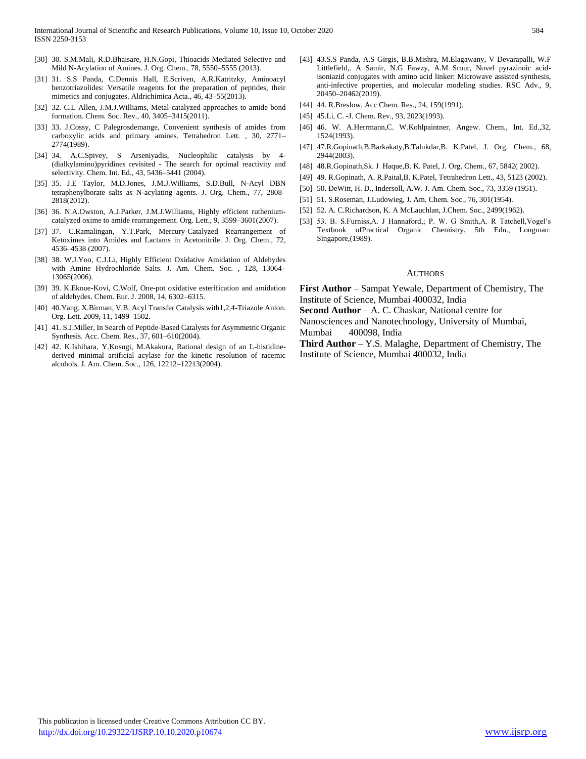[30] 30. S.M.Mali, R.D.Bhaisare, H.N.Gopi, Thioacids Mediated Selective and Mild N-Acylation of Amines. J. Org. Chem., 78, 5550–5555 (2013).

[31] 31. S.S Panda, C.Dennis Hall, E.Scriven, A.R.Katritzky, Aminoacyl benzotriazolides: Versatile reagents for the preparation of peptides, their mimetics and conjugates. Aldrichimica Acta., 46, 43–55(2013).

[32] 32. C.L Allen, J.M.J.Williams, Metal-catalyzed approaches to amide bond formation. Chem. Soc. Rev., 40, 3405–3415(2011).

[33] 33. J.Cossy, C Palegrosdemange, Convenient synthesis of amides from carboxylic acids and primary amines. Tetrahedron Lett. , 30, 2771–2774(1989).

[34] 34. A.C.Spivey, S Arseniyadis, Nucleophilic catalysis by 4-(dialkylamino)pyridines revisited - The search for optimal reactivity and selectivity. Chem. Int. Ed., 43, 5436–5441 (2004).

[35] 35. J.E Taylor, M.D.Jones, J.M.J.Williams, S.D.Bull, N-Acyl DBN tetraphenylborate salts as N-acylating agents. J. Org. Chem., 77, 2808–2818(2012).

[36] 36. N.A.Owston, A.J.Parker, J.M.J.Williams, Highly efficient ruthenium-catalyzed oxime to amide rearrangement. Org. Lett., 9, 3599–3601(2007).

[37] 37. C.Ramalingan, Y.T.Park, Mercury-Catalyzed Rearrangement of Ketoximes into Amides and Lactams in Acetonitrile. J. Org. Chem., 72, 4536–4538 (2007).

[38] 38. W.J.Yoo, C.J.Li, Highly Efficient Oxidative Amidation of Aldehydes with Amine Hydrochloride Salts. J. Am. Chem. Soc. , 128, 13064–13065(2006).

[39] 39. K.Ekoue-Kovi, C.Wolf, One-pot oxidative esterification and amidation of aldehydes. Chem. Eur. J. 2008, 14, 6302–6315.

[40] 40.Yang, X.Birman, V.B. Acyl Transfer Catalysis with1,2,4-Triazole Anion. Org. Lett. 2009, 11, 1499–1502.

[41] 41. S.J.Miller, In Search of Peptide-Based Catalysts for Asymmetric Organic Synthesis. Acc. Chem. Res., 37, 601–610(2004).

[42] 42. K.Ishihara, Y.Kosugi, M.Akakura, Rational design of an L-histidine-derived minimal artificial acylase for the kinetic resolution of racemic alcohols. J. Am. Chem. Soc., 126, 12212–12213(2004).

[43] 43.S.S Panda, A.S Girgis, B.B.Mishra, M.Elagawany, V Devarapalli, W.F Littlefield,. A Samir, N.G Fawzy, A.M Srour, Novel pyrazinoic acid-isoniazid conjugates with amino acid linker: Microwave assisted synthesis, anti-infective properties, and molecular modeling studies. RSC Adv., 9, 20450–20462(2019).

[44] 44. R.Breslow, Acc Chem. Res., 24, 159(1991).

[45] 45.Li, C. -J. Chem. Rev., 93, 2023(1993).

[46] 46. W. A.Herrmann,C. W.Kohlpaintner, Angew. Chem., Int. Ed.,32, 1524(1993).

[47] 47.R.Gopinath,B.Barkakaty,B.Talukdar,B. K.Patel, J. Org. Chem., 68, 2944(2003).

[48] 48.R.Gopinath,Sk. J Haque,B. K. Patel, J. Org. Chem., 67, 5842( 2002).

[49] 49. R.Gopinath, A. R.Paital,B. K.Patel, Tetrahedron Lett., 43, 5123 (2002).

[50] 50. DeWitt, H. D., Indersoll, A.W. J. Am. Chem. Soc., 73, 3359 (1951).

[51] 51. S.Roseman, J.Ludowieg, J. Am. Chem. Soc., 76, 301(1954).

[52] 52. A. C.Richardson, K. A McLauchlan, J.Chem. Soc., 2499(1962).

[53] 53. B. S.Furniss,A. J Hannaford,; P. W. G Smith,A. R Tatchell,Vogel's Textbook ofPractical Organic Chemistry. 5th Edn., Longman: Singapore,(1989).

## Authors

**First Author** – Sampat Yewale, Department of Chemistry, The Institute of Science, Mumbai 400032, India

**Second Author** – A. C. Chaskar, National centre for Nanosciences and Nanotechnology, University of Mumbai, Mumbai 400098, India

**Third Author** – Y.S. Malaghe, Department of Chemistry, The Institute of Science, Mumbai 400032, India